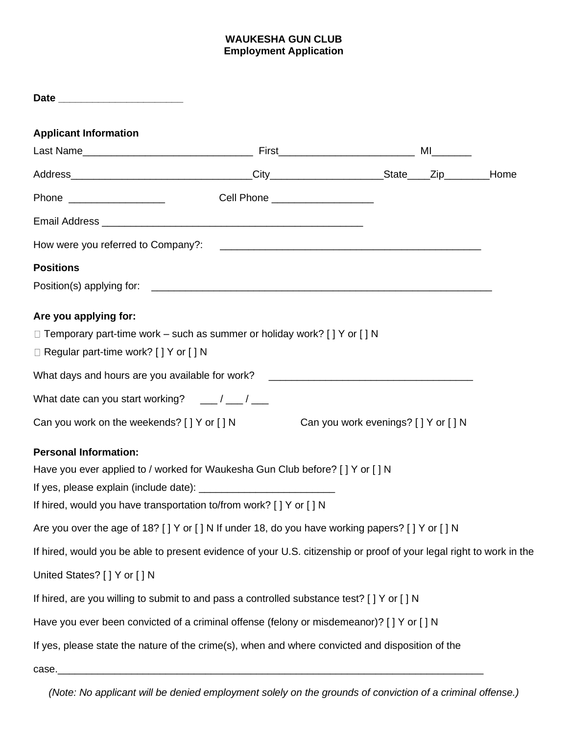**WAUKESHA GUN CLUB**
**Employment Application**

**Date** ______________________

**Applicant Information**

Last Name______________________________ First_______________________ MI_______

Address_______________________________City___________________State____Zip________Home

Phone ________________ Cell Phone _________________

Email Address ______________________________________________

How were you referred to Company?: ______________________________________________

**Positions**

Position(s) applying for: _______________________________________________________________

**Are you applying for:**

 Temporary part-time work – such as summer or holiday work? [ ] Y or [ ] N

 Regular part-time work? [ ] Y or [ ] N

What days and hours are you available for work? ___________________________________

What date can you start working? ___ / ___ / ___

Can you work on the weekends? [ ] Y or [ ] N Can you work evenings? [ ] Y or [ ] N

**Personal Information:**

Have you ever applied to / worked for Waukesha Gun Club before? [ ] Y or [ ] N

If yes, please explain (include date): _______________________

If hired, would you have transportation to/from work? [ ] Y or [ ] N

Are you over the age of 18? [ ] Y or [ ] N If under 18, do you have working papers? [ ] Y or [ ] N

If hired, would you be able to present evidence of your U.S. citizenship or proof of your legal right to work in the United States? [ ] Y or [ ] N

If hired, are you willing to submit to and pass a controlled substance test? [ ] Y or [ ] N

Have you ever been convicted of a criminal offense (felony or misdemeanor)? [ ] Y or [ ] N

If yes, please state the nature of the crime(s), when and where convicted and disposition of the case.____________________________________________________________________________

*(Note: No applicant will be denied employment solely on the grounds of conviction of a criminal offense.)*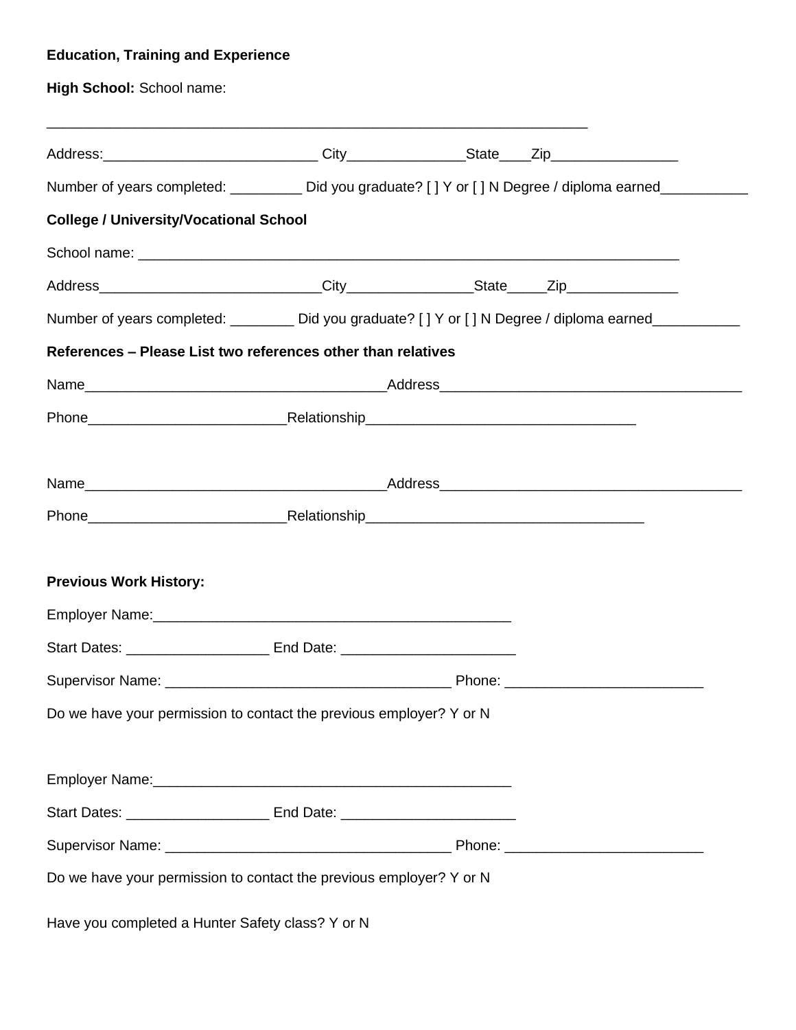**Education, Training and Experience**

**High School:** School name:

______________________________________________________________________

Address:____________________________ City_______________State____Zip________________

Number of years completed: _________ Did you graduate? [ ] Y or [ ] N Degree / diploma earned___________

**College / University/Vocational School**

School name: ______________________________________________________________________

Address____________________________City________________State_____Zip______________

Number of years completed: ________ Did you graduate? [ ] Y or [ ] N Degree / diploma earned___________

**References – Please List two references other than relatives**

Name_______________________________________Address_______________________________________

Phone_________________________Relationship___________________________________

Name_______________________________________Address_______________________________________

Phone_________________________Relationship____________________________________

**Previous Work History:**

Employer Name:______________________________________________

Start Dates: __________________ End Date: ______________________

Supervisor Name: _____________________________________ Phone: _________________________

Do we have your permission to contact the previous employer? Y or N

Employer Name:______________________________________________

Start Dates: __________________ End Date: ______________________

Supervisor Name: _____________________________________ Phone: _________________________

Do we have your permission to contact the previous employer? Y or N

Have you completed a Hunter Safety class? Y or N